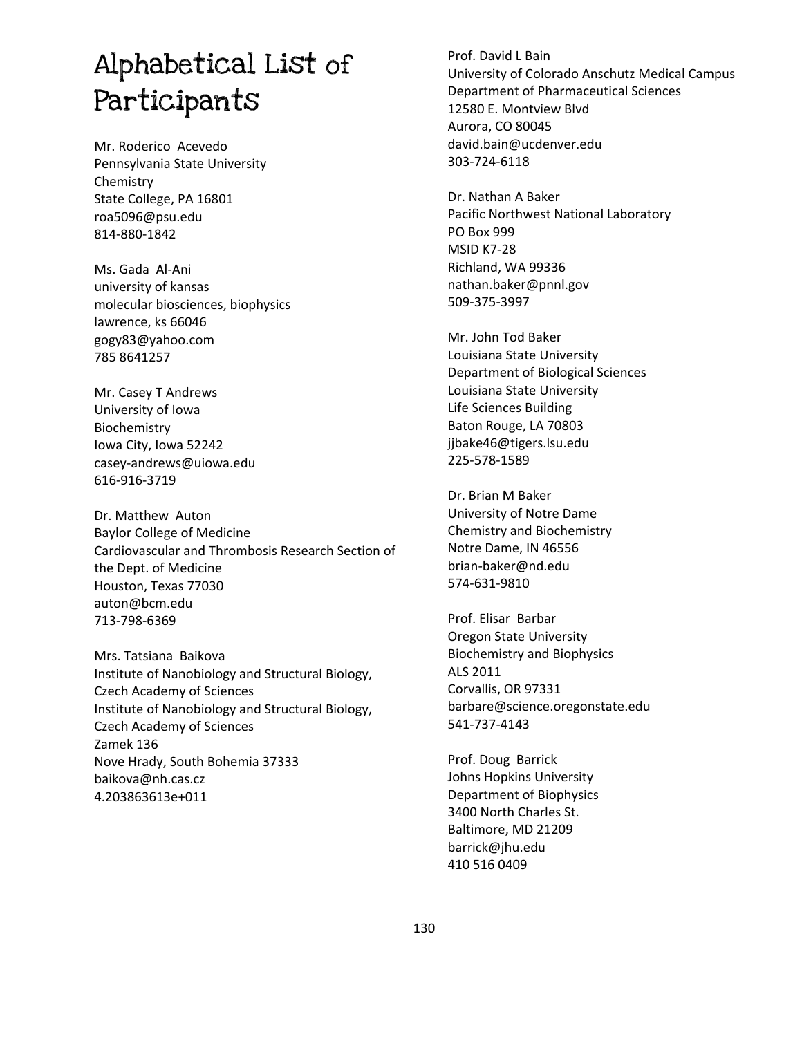# Alphabetical List of Participants

Mr. Roderico Acevedo
Pennsylvania State University
Chemistry
State College, PA 16801
roa5096@psu.edu
814-880-1842

Ms. Gada Al-Ani
university of kansas
molecular biosciences, biophysics
lawrence, ks 66046
gogy83@yahoo.com
785 8641257

Mr. Casey T Andrews
University of Iowa
Biochemistry
Iowa City, Iowa 52242
casey-andrews@uiowa.edu
616-916-3719

Dr. Matthew Auton
Baylor College of Medicine
Cardiovascular and Thrombosis Research Section of the Dept. of Medicine
Houston, Texas 77030
auton@bcm.edu
713-798-6369

Mrs. Tatsiana Baikova
Institute of Nanobiology and Structural Biology, Czech Academy of Sciences
Institute of Nanobiology and Structural Biology, Czech Academy of Sciences
Zamek 136
Nove Hrady, South Bohemia 37333
baikova@nh.cas.cz
4.203863613e+011

Prof. David L Bain
University of Colorado Anschutz Medical Campus
Department of Pharmaceutical Sciences
12580 E. Montview Blvd
Aurora, CO 80045
david.bain@ucdenver.edu
303-724-6118

Dr. Nathan A Baker
Pacific Northwest National Laboratory
PO Box 999
MSID K7-28
Richland, WA 99336
nathan.baker@pnnl.gov
509-375-3997

Mr. John Tod Baker
Louisiana State University
Department of Biological Sciences
Louisiana State University
Life Sciences Building
Baton Rouge, LA 70803
jjbake46@tigers.lsu.edu
225-578-1589

Dr. Brian M Baker
University of Notre Dame
Chemistry and Biochemistry
Notre Dame, IN 46556
brian-baker@nd.edu
574-631-9810

Prof. Elisar Barbar
Oregon State University
Biochemistry and Biophysics
ALS 2011
Corvallis, OR 97331
barbare@science.oregonstate.edu
541-737-4143

Prof. Doug Barrick
Johns Hopkins University
Department of Biophysics
3400 North Charles St.
Baltimore, MD 21209
barrick@jhu.edu
410 516 0409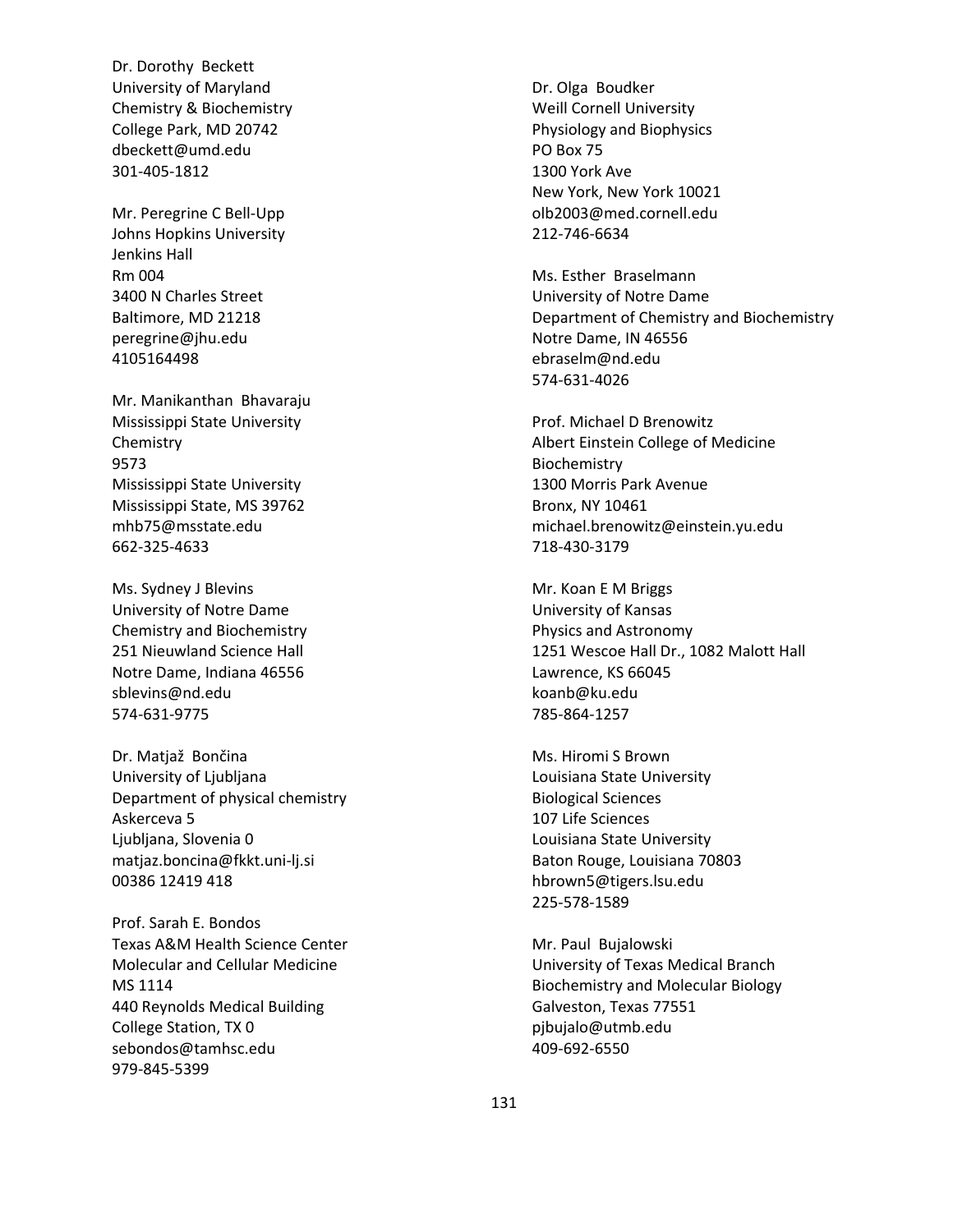Dr. Dorothy Beckett
University of Maryland
Chemistry & Biochemistry
College Park, MD 20742
dbeckett@umd.edu
301-405-1812

Mr. Peregrine C Bell-Upp
Johns Hopkins University
Jenkins Hall
Rm 004
3400 N Charles Street
Baltimore, MD 21218
peregrine@jhu.edu
4105164498

Mr. Manikanthan Bhavaraju
Mississippi State University
Chemistry
9573
Mississippi State University
Mississippi State, MS 39762
mhb75@msstate.edu
662-325-4633

Ms. Sydney J Blevins
University of Notre Dame
Chemistry and Biochemistry
251 Nieuwland Science Hall
Notre Dame, Indiana 46556
sblevins@nd.edu
574-631-9775

Dr. Matjaž Bončina
University of Ljubljana
Department of physical chemistry
Askerceva 5
Ljubljana, Slovenia 0
matjaz.boncina@fkkt.uni-lj.si
00386 12419 418

Prof. Sarah E. Bondos
Texas A&M Health Science Center
Molecular and Cellular Medicine
MS 1114
440 Reynolds Medical Building
College Station, TX 0
sebondos@tamhsc.edu
979-845-5399

Dr. Olga Boudker
Weill Cornell University
Physiology and Biophysics
PO Box 75
1300 York Ave
New York, New York 10021
olb2003@med.cornell.edu
212-746-6634

Ms. Esther Braselmann
University of Notre Dame
Department of Chemistry and Biochemistry
Notre Dame, IN 46556
ebraselm@nd.edu
574-631-4026

Prof. Michael D Brenowitz
Albert Einstein College of Medicine
Biochemistry
1300 Morris Park Avenue
Bronx, NY 10461
michael.brenowitz@einstein.yu.edu
718-430-3179

Mr. Koan E M Briggs
University of Kansas
Physics and Astronomy
1251 Wescoe Hall Dr., 1082 Malott Hall
Lawrence, KS 66045
koanb@ku.edu
785-864-1257

Ms. Hiromi S Brown
Louisiana State University
Biological Sciences
107 Life Sciences
Louisiana State University
Baton Rouge, Louisiana 70803
hbrown5@tigers.lsu.edu
225-578-1589

Mr. Paul Bujalowski
University of Texas Medical Branch
Biochemistry and Molecular Biology
Galveston, Texas 77551
pjbujalo@utmb.edu
409-692-6550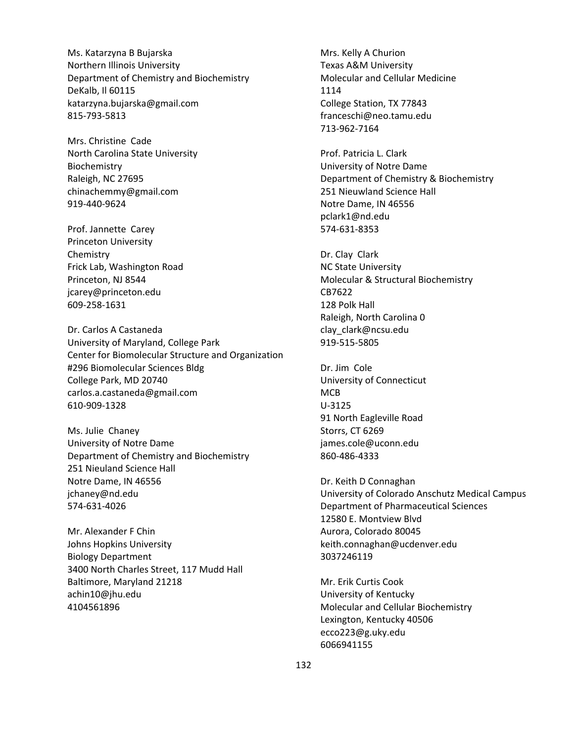Ms. Katarzyna B Bujarska
Northern Illinois University
Department of Chemistry and Biochemistry
DeKalb, Il 60115
katarzyna.bujarska@gmail.com
815-793-5813

Mrs. Christine Cade
North Carolina State University
Biochemistry
Raleigh, NC 27695
chinachemmy@gmail.com
919-440-9624

Prof. Jannette Carey
Princeton University
Chemistry
Frick Lab, Washington Road
Princeton, NJ 8544
jcarey@princeton.edu
609-258-1631

Dr. Carlos A Castaneda
University of Maryland, College Park
Center for Biomolecular Structure and Organization
#296 Biomolecular Sciences Bldg
College Park, MD 20740
carlos.a.castaneda@gmail.com
610-909-1328

Ms. Julie Chaney
University of Notre Dame
Department of Chemistry and Biochemistry
251 Nieuland Science Hall
Notre Dame, IN 46556
jchaney@nd.edu
574-631-4026

Mr. Alexander F Chin
Johns Hopkins University
Biology Department
3400 North Charles Street, 117 Mudd Hall
Baltimore, Maryland 21218
achin10@jhu.edu
4104561896

Mrs. Kelly A Churion
Texas A&M University
Molecular and Cellular Medicine
1114
College Station, TX 77843
franceschi@neo.tamu.edu
713-962-7164

Prof. Patricia L. Clark
University of Notre Dame
Department of Chemistry & Biochemistry
251 Nieuwland Science Hall
Notre Dame, IN 46556
pclark1@nd.edu
574-631-8353

Dr. Clay Clark
NC State University
Molecular & Structural Biochemistry
CB7622
128 Polk Hall
Raleigh, North Carolina 0
clay_clark@ncsu.edu
919-515-5805

Dr. Jim Cole
University of Connecticut
MCB
U-3125
91 North Eagleville Road
Storrs, CT 6269
james.cole@uconn.edu
860-486-4333

Dr. Keith D Connaghan
University of Colorado Anschutz Medical Campus
Department of Pharmaceutical Sciences
12580 E. Montview Blvd
Aurora, Colorado 80045
keith.connaghan@ucdenver.edu
3037246119

Mr. Erik Curtis Cook
University of Kentucky
Molecular and Cellular Biochemistry
Lexington, Kentucky 40506
ecco223@g.uky.edu
6066941155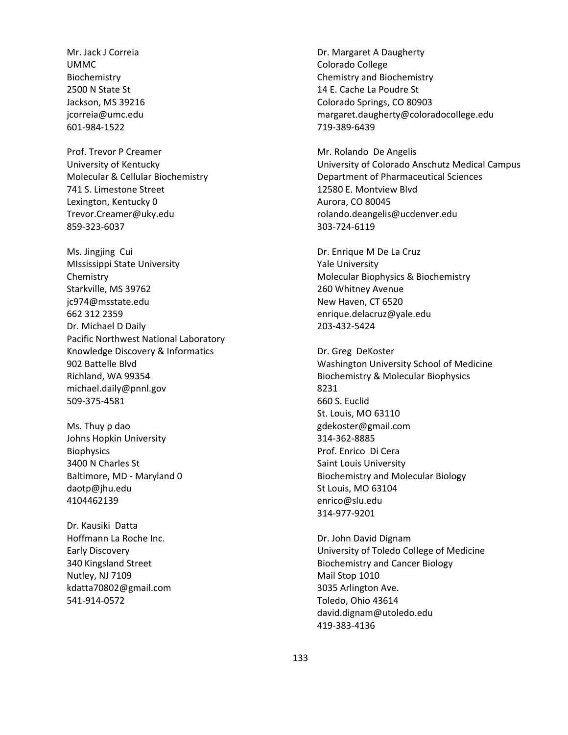Mr. Jack J Correia
UMMC
Biochemistry
2500 N State St
Jackson, MS 39216
jcorreia@umc.edu
601-984-1522

Prof. Trevor P Creamer
University of Kentucky
Molecular & Cellular Biochemistry
741 S. Limestone Street
Lexington, Kentucky 0
Trevor.Creamer@uky.edu
859-323-6037

Ms. Jingjing Cui
MIssissippi State University
Chemistry
Starkville, MS 39762
jc974@msstate.edu
662 312 2359

Dr. Michael D Daily
Pacific Northwest National Laboratory
Knowledge Discovery & Informatics
902 Battelle Blvd
Richland, WA 99354
michael.daily@pnnl.gov
509-375-4581

Ms. Thuy p dao
Johns Hopkin University
Biophysics
3400 N Charles St
Baltimore, MD - Maryland 0
daotp@jhu.edu
4104462139

Dr. Kausiki Datta
Hoffmann La Roche Inc.
Early Discovery
340 Kingsland Street
Nutley, NJ 7109
kdatta70802@gmail.com
541-914-0572

Dr. Margaret A Daugherty
Colorado College
Chemistry and Biochemistry
14 E. Cache La Poudre St
Colorado Springs, CO 80903
margaret.daugherty@coloradocollege.edu
719-389-6439

Mr. Rolando De Angelis
University of Colorado Anschutz Medical Campus
Department of Pharmaceutical Sciences
12580 E. Montview Blvd
Aurora, CO 80045
rolando.deangelis@ucdenver.edu
303-724-6119

Dr. Enrique M De La Cruz
Yale University
Molecular Biophysics & Biochemistry
260 Whitney Avenue
New Haven, CT 6520
enrique.delacruz@yale.edu
203-432-5424

Dr. Greg DeKoster
Washington University School of Medicine
Biochemistry & Molecular Biophysics
8231
660 S. Euclid
St. Louis, MO 63110
gdekoster@gmail.com
314-362-8885

Prof. Enrico Di Cera
Saint Louis University
Biochemistry and Molecular Biology
St Louis, MO 63104
enrico@slu.edu
314-977-9201

Dr. John David Dignam
University of Toledo College of Medicine
Biochemistry and Cancer Biology
Mail Stop 1010
3035 Arlington Ave.
Toledo, Ohio 43614
david.dignam@utoledo.edu
419-383-4136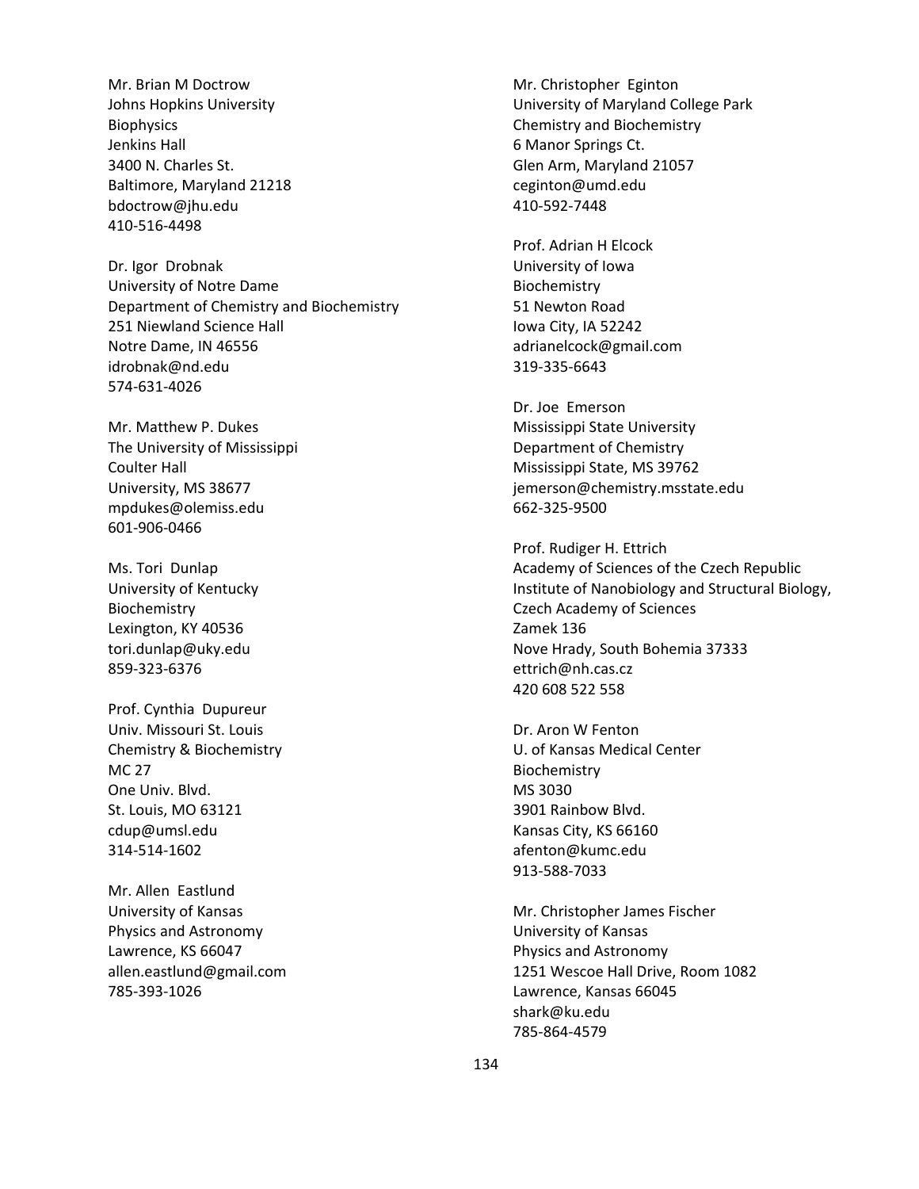Mr. Brian M Doctrow
Johns Hopkins University
Biophysics
Jenkins Hall
3400 N. Charles St.
Baltimore, Maryland 21218
bdoctrow@jhu.edu
410-516-4498

Dr. Igor Drobnak
University of Notre Dame
Department of Chemistry and Biochemistry
251 Niewland Science Hall
Notre Dame, IN 46556
idrobnak@nd.edu
574-631-4026

Mr. Matthew P. Dukes
The University of Mississippi
Coulter Hall
University, MS 38677
mpdukes@olemiss.edu
601-906-0466

Ms. Tori Dunlap
University of Kentucky
Biochemistry
Lexington, KY 40536
tori.dunlap@uky.edu
859-323-6376

Prof. Cynthia Dupureur
Univ. Missouri St. Louis
Chemistry & Biochemistry
MC 27
One Univ. Blvd.
St. Louis, MO 63121
cdup@umsl.edu
314-514-1602

Mr. Allen Eastlund
University of Kansas
Physics and Astronomy
Lawrence, KS 66047
allen.eastlund@gmail.com
785-393-1026

Mr. Christopher Eginton
University of Maryland College Park
Chemistry and Biochemistry
6 Manor Springs Ct.
Glen Arm, Maryland 21057
ceginton@umd.edu
410-592-7448

Prof. Adrian H Elcock
University of Iowa
Biochemistry
51 Newton Road
Iowa City, IA 52242
adrianelcock@gmail.com
319-335-6643

Dr. Joe Emerson
Mississippi State University
Department of Chemistry
Mississippi State, MS 39762
jemerson@chemistry.msstate.edu
662-325-9500

Prof. Rudiger H. Ettrich
Academy of Sciences of the Czech Republic
Institute of Nanobiology and Structural Biology, Czech Academy of Sciences
Zamek 136
Nove Hrady, South Bohemia 37333
ettrich@nh.cas.cz
420 608 522 558

Dr. Aron W Fenton
U. of Kansas Medical Center
Biochemistry
MS 3030
3901 Rainbow Blvd.
Kansas City, KS 66160
afenton@kumc.edu
913-588-7033

Mr. Christopher James Fischer
University of Kansas
Physics and Astronomy
1251 Wescoe Hall Drive, Room 1082
Lawrence, Kansas 66045
shark@ku.edu
785-864-4579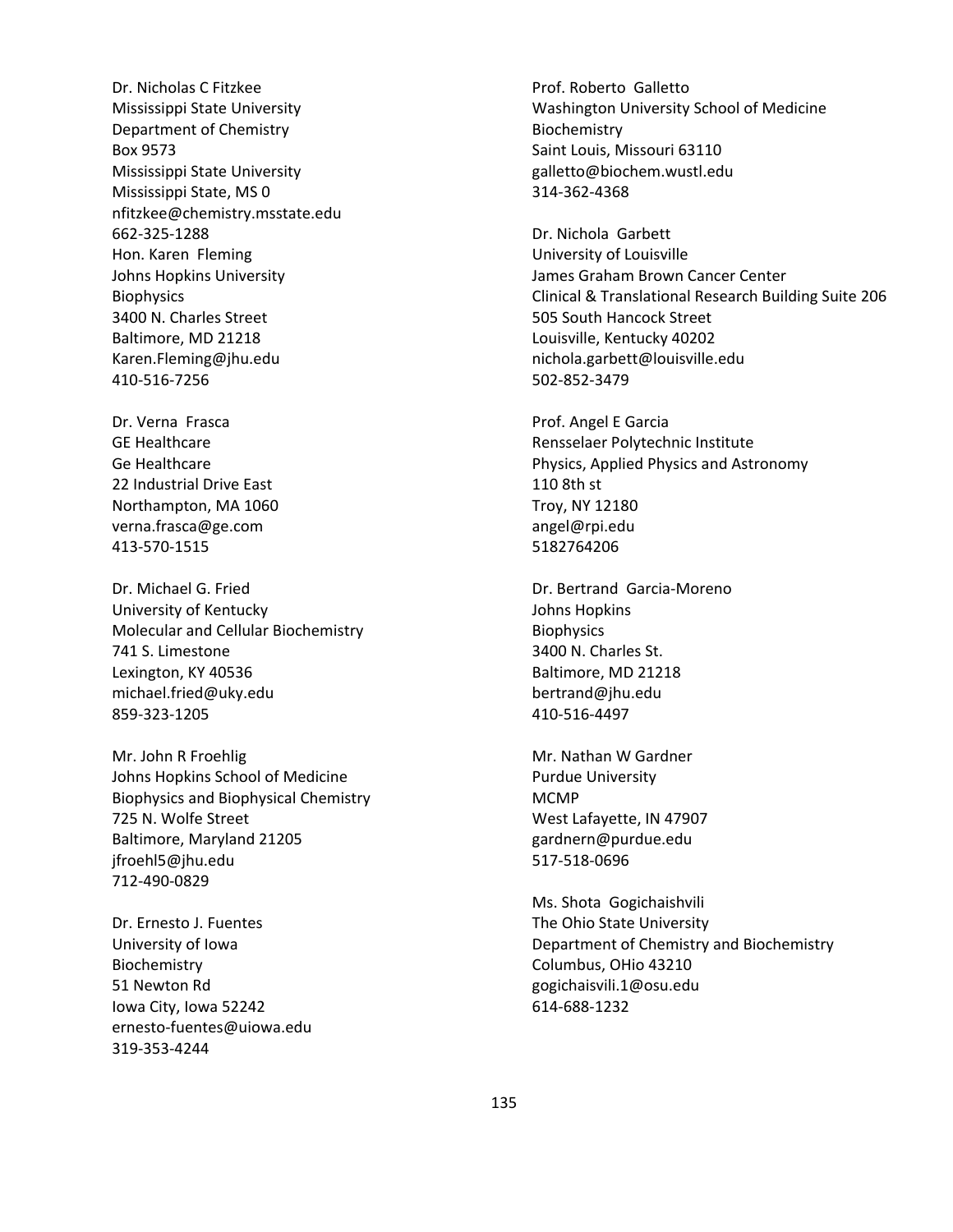Dr. Nicholas C Fitzkee
Mississippi State University
Department of Chemistry
Box 9573
Mississippi State University
Mississippi State, MS 0
nfitzkee@chemistry.msstate.edu
662-325-1288

Hon. Karen Fleming
Johns Hopkins University
Biophysics
3400 N. Charles Street
Baltimore, MD 21218
Karen.Fleming@jhu.edu
410-516-7256

Dr. Verna Frasca
GE Healthcare
Ge Healthcare
22 Industrial Drive East
Northampton, MA 1060
verna.frasca@ge.com
413-570-1515

Dr. Michael G. Fried
University of Kentucky
Molecular and Cellular Biochemistry
741 S. Limestone
Lexington, KY 40536
michael.fried@uky.edu
859-323-1205

Mr. John R Froehlig
Johns Hopkins School of Medicine
Biophysics and Biophysical Chemistry
725 N. Wolfe Street
Baltimore, Maryland 21205
jfroehl5@jhu.edu
712-490-0829

Dr. Ernesto J. Fuentes
University of Iowa
Biochemistry
51 Newton Rd
Iowa City, Iowa 52242
ernesto-fuentes@uiowa.edu
319-353-4244

Prof. Roberto Galletto
Washington University School of Medicine
Biochemistry
Saint Louis, Missouri 63110
galletto@biochem.wustl.edu
314-362-4368

Dr. Nichola Garbett
University of Louisville
James Graham Brown Cancer Center
Clinical & Translational Research Building Suite 206
505 South Hancock Street
Louisville, Kentucky 40202
nichola.garbett@louisville.edu
502-852-3479

Prof. Angel E Garcia
Rensselaer Polytechnic Institute
Physics, Applied Physics and Astronomy
110 8th st
Troy, NY 12180
angel@rpi.edu
5182764206

Dr. Bertrand Garcia-Moreno
Johns Hopkins
Biophysics
3400 N. Charles St.
Baltimore, MD 21218
bertrand@jhu.edu
410-516-4497

Mr. Nathan W Gardner
Purdue University
MCMP
West Lafayette, IN 47907
gardnern@purdue.edu
517-518-0696

Ms. Shota Gogichaishvili
The Ohio State University
Department of Chemistry and Biochemistry
Columbus, OHio 43210
gogichaisvili.1@osu.edu
614-688-1232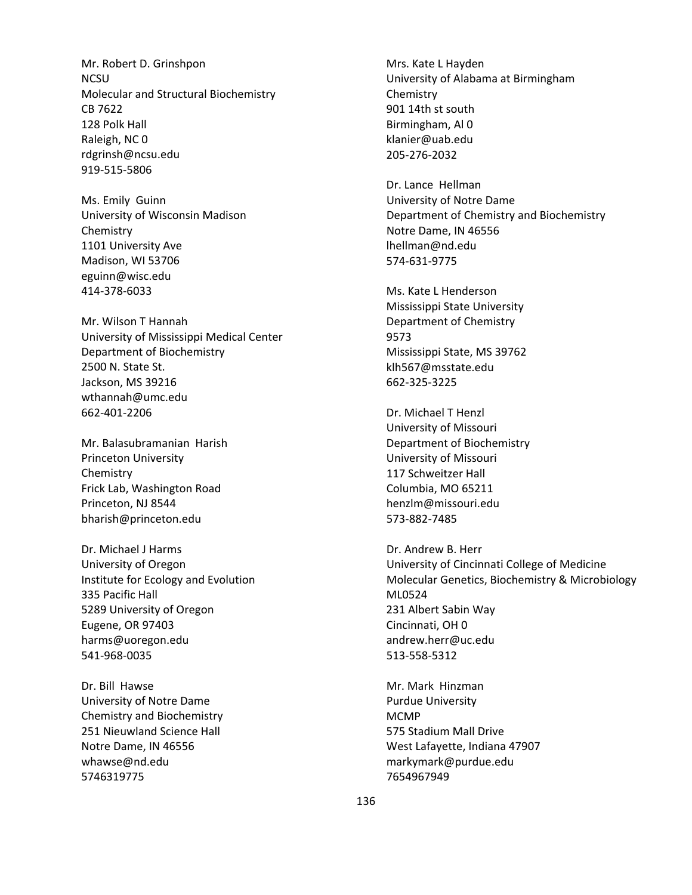Mr. Robert D. Grinshpon
NCSU
Molecular and Structural Biochemistry
CB 7622
128 Polk Hall
Raleigh, NC 0
rdgrinsh@ncsu.edu
919-515-5806

Ms. Emily Guinn
University of Wisconsin Madison
Chemistry
1101 University Ave
Madison, WI 53706
eguinn@wisc.edu
414-378-6033

Mr. Wilson T Hannah
University of Mississippi Medical Center
Department of Biochemistry
2500 N. State St.
Jackson, MS 39216
wthannah@umc.edu
662-401-2206

Mr. Balasubramanian Harish
Princeton University
Chemistry
Frick Lab, Washington Road
Princeton, NJ 8544
bharish@princeton.edu

Dr. Michael J Harms
University of Oregon
Institute for Ecology and Evolution
335 Pacific Hall
5289 University of Oregon
Eugene, OR 97403
harms@uoregon.edu
541-968-0035

Dr. Bill Hawse
University of Notre Dame
Chemistry and Biochemistry
251 Nieuwland Science Hall
Notre Dame, IN 46556
whawse@nd.edu
5746319775

Mrs. Kate L Hayden
University of Alabama at Birmingham
Chemistry
901 14th st south
Birmingham, Al 0
klanier@uab.edu
205-276-2032

Dr. Lance Hellman
University of Notre Dame
Department of Chemistry and Biochemistry
Notre Dame, IN 46556
lhellman@nd.edu
574-631-9775

Ms. Kate L Henderson
Mississippi State University
Department of Chemistry
9573
Mississippi State, MS 39762
klh567@msstate.edu
662-325-3225

Dr. Michael T Henzl
University of Missouri
Department of Biochemistry
University of Missouri
117 Schweitzer Hall
Columbia, MO 65211
henzlm@missouri.edu
573-882-7485

Dr. Andrew B. Herr
University of Cincinnati College of Medicine
Molecular Genetics, Biochemistry & Microbiology
ML0524
231 Albert Sabin Way
Cincinnati, OH 0
andrew.herr@uc.edu
513-558-5312

Mr. Mark Hinzman
Purdue University
MCMP
575 Stadium Mall Drive
West Lafayette, Indiana 47907
markymark@purdue.edu
7654967949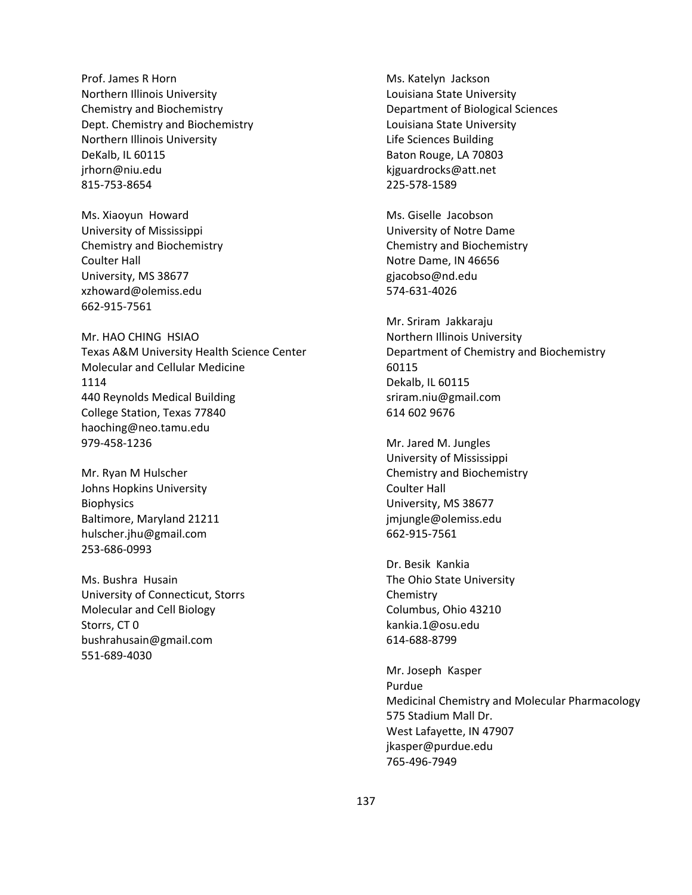Prof. James R Horn
Northern Illinois University
Chemistry and Biochemistry
Dept. Chemistry and Biochemistry
Northern Illinois University
DeKalb, IL 60115
jrhorn@niu.edu
815-753-8654

Ms. Xiaoyun Howard
University of Mississippi
Chemistry and Biochemistry
Coulter Hall
University, MS 38677
xzhoward@olemiss.edu
662-915-7561

Mr. HAO CHING HSIAO
Texas A&M University Health Science Center
Molecular and Cellular Medicine
1114
440 Reynolds Medical Building
College Station, Texas 77840
haoching@neo.tamu.edu
979-458-1236

Mr. Ryan M Hulscher
Johns Hopkins University
Biophysics
Baltimore, Maryland 21211
hulscher.jhu@gmail.com
253-686-0993

Ms. Bushra Husain
University of Connecticut, Storrs
Molecular and Cell Biology
Storrs, CT 0
bushrahusain@gmail.com
551-689-4030

Ms. Katelyn Jackson
Louisiana State University
Department of Biological Sciences
Louisiana State University
Life Sciences Building
Baton Rouge, LA 70803
kjguardrocks@att.net
225-578-1589

Ms. Giselle Jacobson
University of Notre Dame
Chemistry and Biochemistry
Notre Dame, IN 46656
gjacobso@nd.edu
574-631-4026

Mr. Sriram Jakkaraju
Northern Illinois University
Department of Chemistry and Biochemistry
60115
Dekalb, IL 60115
sriram.niu@gmail.com
614 602 9676

Mr. Jared M. Jungles
University of Mississippi
Chemistry and Biochemistry
Coulter Hall
University, MS 38677
jmjungle@olemiss.edu
662-915-7561

Dr. Besik Kankia
The Ohio State University
Chemistry
Columbus, Ohio 43210
kankia.1@osu.edu
614-688-8799

Mr. Joseph Kasper
Purdue
Medicinal Chemistry and Molecular Pharmacology
575 Stadium Mall Dr.
West Lafayette, IN 47907
jkasper@purdue.edu
765-496-7949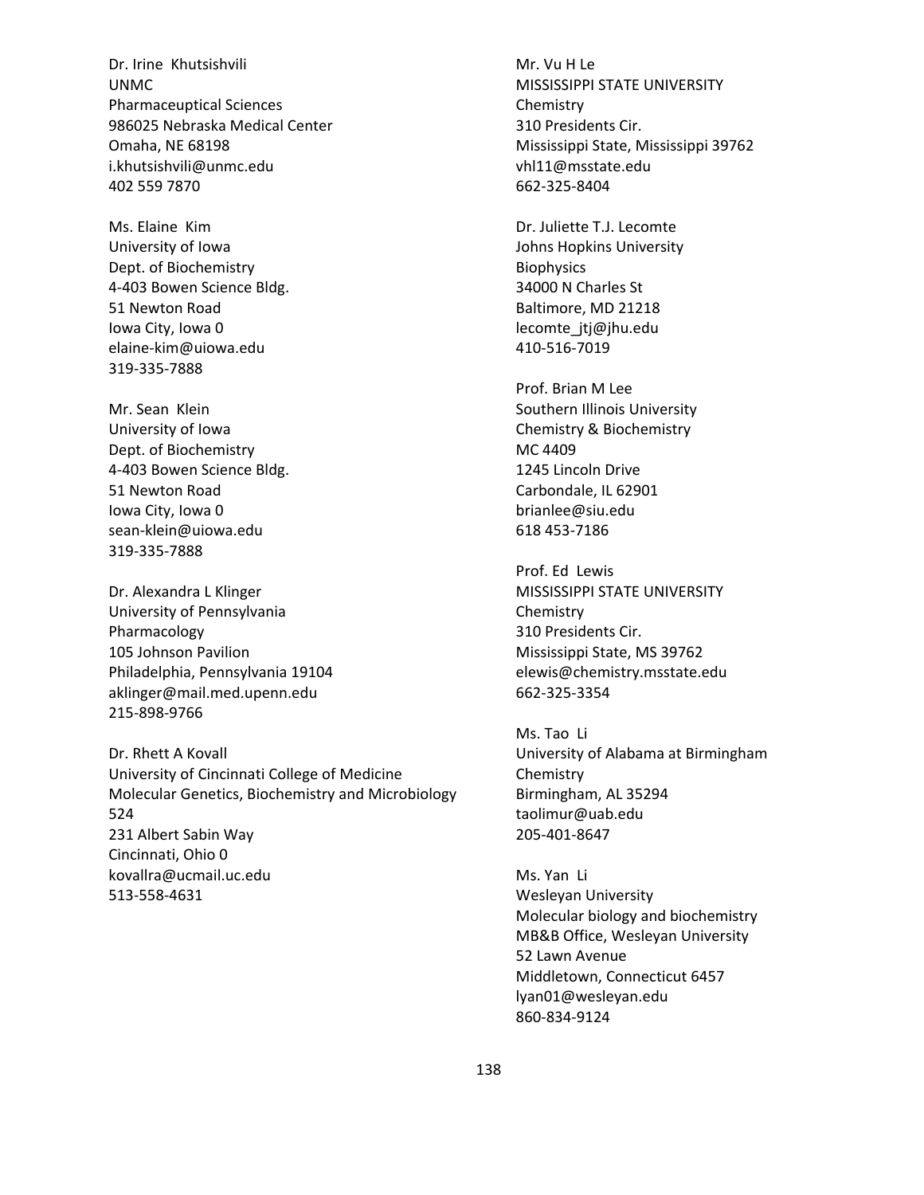Dr. Irine  Khutsishvili
UNMC
Pharmaceuptical Sciences
986025 Nebraska Medical Center
Omaha, NE 68198
i.khutsishvili@unmc.edu
402 559 7870

Ms. Elaine  Kim
University of Iowa
Dept. of Biochemistry
4-403 Bowen Science Bldg.
51 Newton Road
Iowa City, Iowa 0
elaine-kim@uiowa.edu
319-335-7888

Mr. Sean  Klein
University of Iowa
Dept. of Biochemistry
4-403 Bowen Science Bldg.
51 Newton Road
Iowa City, Iowa 0
sean-klein@uiowa.edu
319-335-7888

Dr. Alexandra L Klinger
University of Pennsylvania
Pharmacology
105 Johnson Pavilion
Philadelphia, Pennsylvania 19104
aklinger@mail.med.upenn.edu
215-898-9766

Dr. Rhett A Kovall
University of Cincinnati College of Medicine
Molecular Genetics, Biochemistry and Microbiology
524
231 Albert Sabin Way
Cincinnati, Ohio 0
kovallra@ucmail.uc.edu
513-558-4631

Mr. Vu H Le
MISSISSIPPI STATE UNIVERSITY
Chemistry
310 Presidents Cir.
Mississippi State, Mississippi 39762
vhl11@msstate.edu
662-325-8404

Dr. Juliette T.J. Lecomte
Johns Hopkins University
Biophysics
34000 N Charles St
Baltimore, MD 21218
lecomte_jtj@jhu.edu
410-516-7019

Prof. Brian M Lee
Southern Illinois University
Chemistry & Biochemistry
MC 4409
1245 Lincoln Drive
Carbondale, IL 62901
brianlee@siu.edu
618 453-7186

Prof. Ed  Lewis
MISSISSIPPI STATE UNIVERSITY
Chemistry
310 Presidents Cir.
Mississippi State, MS 39762
elewis@chemistry.msstate.edu
662-325-3354

Ms. Tao  Li
University of Alabama at Birmingham
Chemistry
Birmingham, AL 35294
taolimur@uab.edu
205-401-8647

Ms. Yan  Li
Wesleyan University
Molecular biology and biochemistry
MB&B Office, Wesleyan University
52 Lawn Avenue
Middletown, Connecticut 6457
lyan01@wesleyan.edu
860-834-9124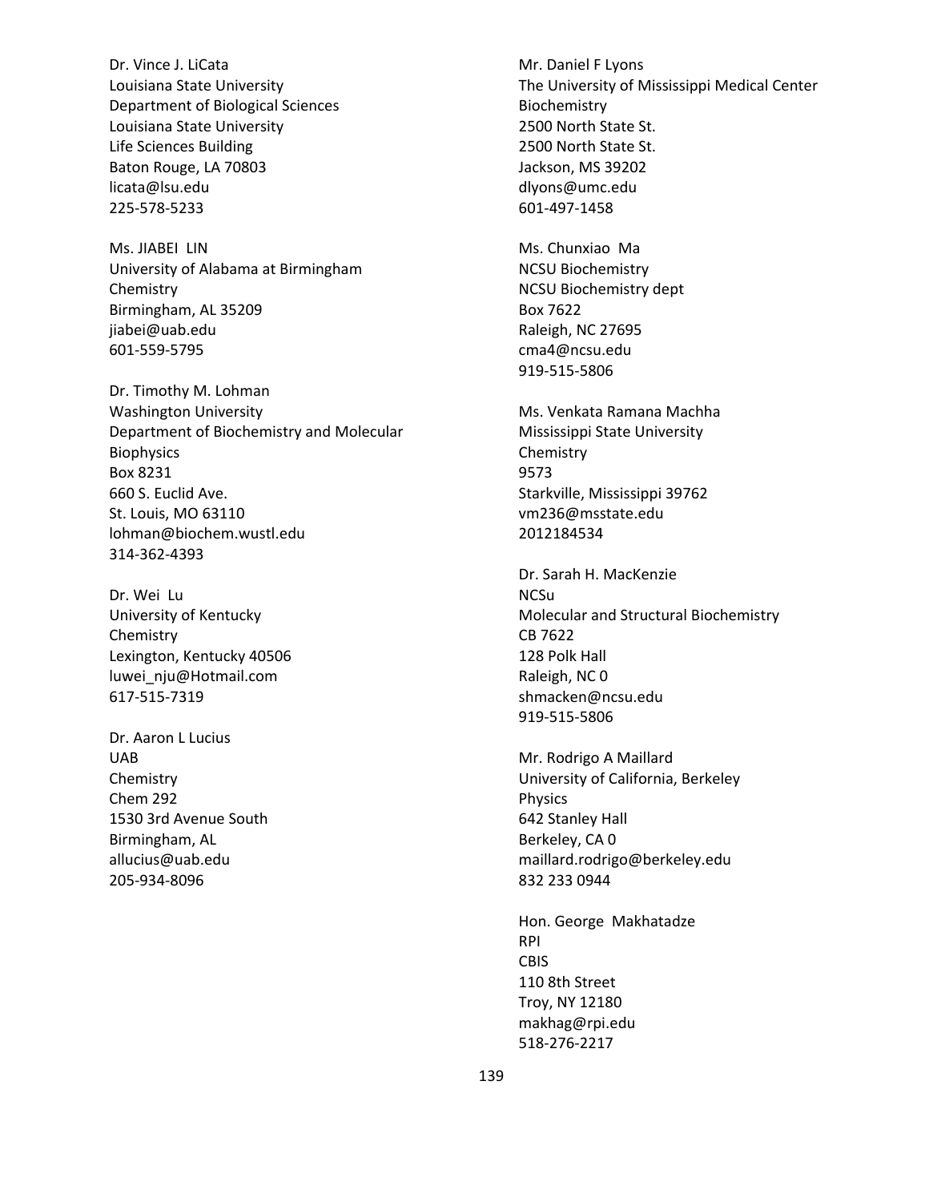Dr. Vince J. LiCata
Louisiana State University
Department of Biological Sciences
Louisiana State University
Life Sciences Building
Baton Rouge, LA 70803
licata@lsu.edu
225-578-5233

Ms. JIABEI LIN
University of Alabama at Birmingham
Chemistry
Birmingham, AL 35209
jiabei@uab.edu
601-559-5795

Dr. Timothy M. Lohman
Washington University
Department of Biochemistry and Molecular Biophysics
Box 8231
660 S. Euclid Ave.
St. Louis, MO 63110
lohman@biochem.wustl.edu
314-362-4393

Dr. Wei Lu
University of Kentucky
Chemistry
Lexington, Kentucky 40506
luwei_nju@Hotmail.com
617-515-7319

Dr. Aaron L Lucius
UAB
Chemistry
Chem 292
1530 3rd Avenue South
Birmingham, AL
allucius@uab.edu
205-934-8096

Mr. Daniel F Lyons
The University of Mississippi Medical Center
Biochemistry
2500 North State St.
2500 North State St.
Jackson, MS 39202
dlyons@umc.edu
601-497-1458

Ms. Chunxiao Ma
NCSU Biochemistry
NCSU Biochemistry dept
Box 7622
Raleigh, NC 27695
cma4@ncsu.edu
919-515-5806

Ms. Venkata Ramana Machha
Mississippi State University
Chemistry
9573
Starkville, Mississippi 39762
vm236@msstate.edu
2012184534

Dr. Sarah H. MacKenzie
NCSu
Molecular and Structural Biochemistry
CB 7622
128 Polk Hall
Raleigh, NC 0
shmacken@ncsu.edu
919-515-5806

Mr. Rodrigo A Maillard
University of California, Berkeley
Physics
642 Stanley Hall
Berkeley, CA 0
maillard.rodrigo@berkeley.edu
832 233 0944

Hon. George Makhatadze
RPI
CBIS
110 8th Street
Troy, NY 12180
makhag@rpi.edu
518-276-2217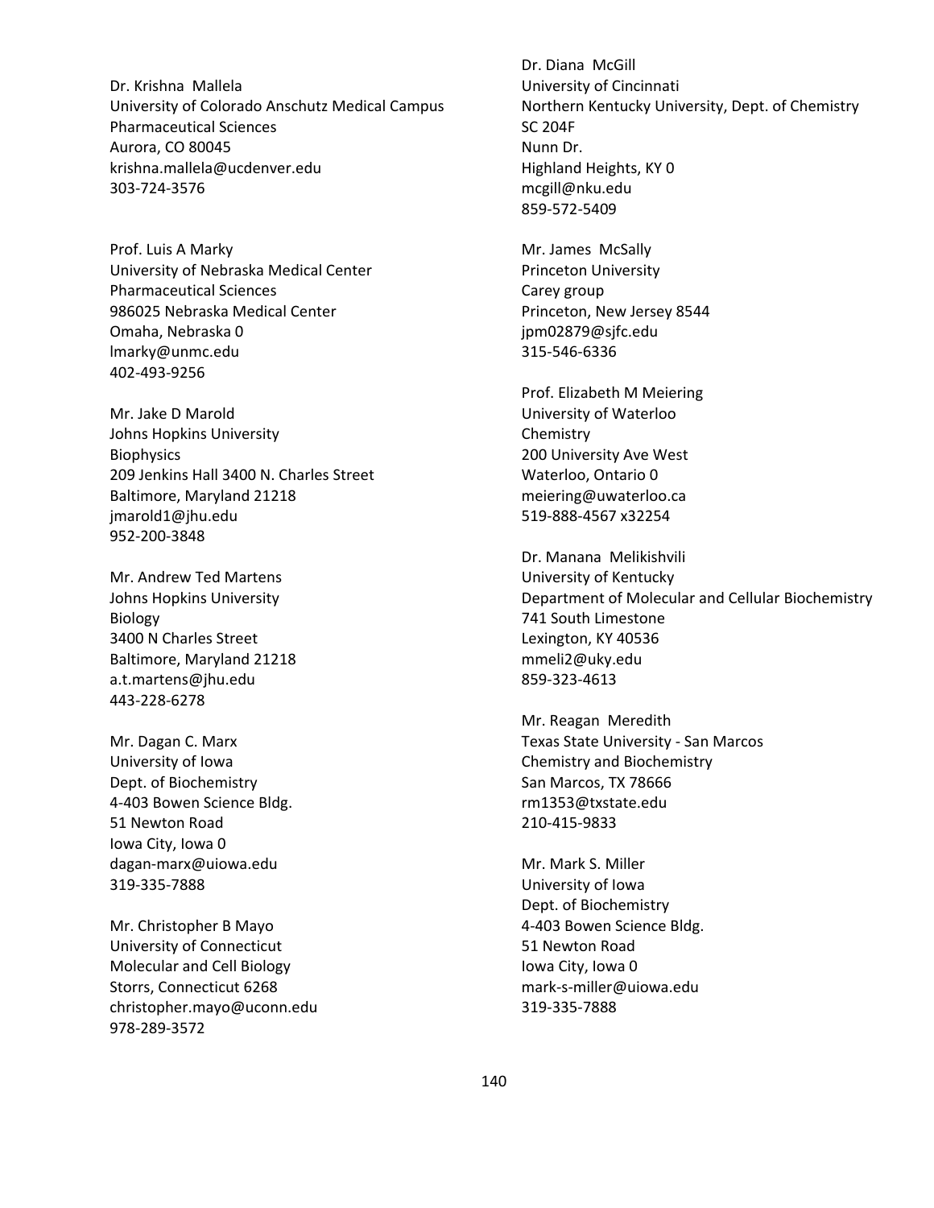Dr. Krishna  Mallela
University of Colorado Anschutz Medical Campus
Pharmaceutical Sciences
Aurora, CO 80045
krishna.mallela@ucdenver.edu
303-724-3576

Prof. Luis A Marky
University of Nebraska Medical Center
Pharmaceutical Sciences
986025 Nebraska Medical Center
Omaha, Nebraska 0
lmarky@unmc.edu
402-493-9256

Mr. Jake D Marold
Johns Hopkins University
Biophysics
209 Jenkins Hall 3400 N. Charles Street
Baltimore, Maryland 21218
jmarold1@jhu.edu
952-200-3848

Mr. Andrew Ted Martens
Johns Hopkins University
Biology
3400 N Charles Street
Baltimore, Maryland 21218
a.t.martens@jhu.edu
443-228-6278

Mr. Dagan C. Marx
University of Iowa
Dept. of Biochemistry
4-403 Bowen Science Bldg.
51 Newton Road
Iowa City, Iowa 0
dagan-marx@uiowa.edu
319-335-7888

Mr. Christopher B Mayo
University of Connecticut
Molecular and Cell Biology
Storrs, Connecticut 6268
christopher.mayo@uconn.edu
978-289-3572

Dr. Diana  McGill
University of Cincinnati
Northern Kentucky University, Dept. of Chemistry
SC 204F
Nunn Dr.
Highland Heights, KY 0
mcgill@nku.edu
859-572-5409

Mr. James  McSally
Princeton University
Carey group
Princeton, New Jersey 8544
jpm02879@sjfc.edu
315-546-6336

Prof. Elizabeth M Meiering
University of Waterloo
Chemistry
200 University Ave West
Waterloo, Ontario 0
meiering@uwaterloo.ca
519-888-4567 x32254

Dr. Manana  Melikishvili
University of Kentucky
Department of Molecular and Cellular Biochemistry
741 South Limestone
Lexington, KY 40536
mmeli2@uky.edu
859-323-4613

Mr. Reagan  Meredith
Texas State University - San Marcos
Chemistry and Biochemistry
San Marcos, TX 78666
rm1353@txstate.edu
210-415-9833

Mr. Mark S. Miller
University of Iowa
Dept. of Biochemistry
4-403 Bowen Science Bldg.
51 Newton Road
Iowa City, Iowa 0
mark-s-miller@uiowa.edu
319-335-7888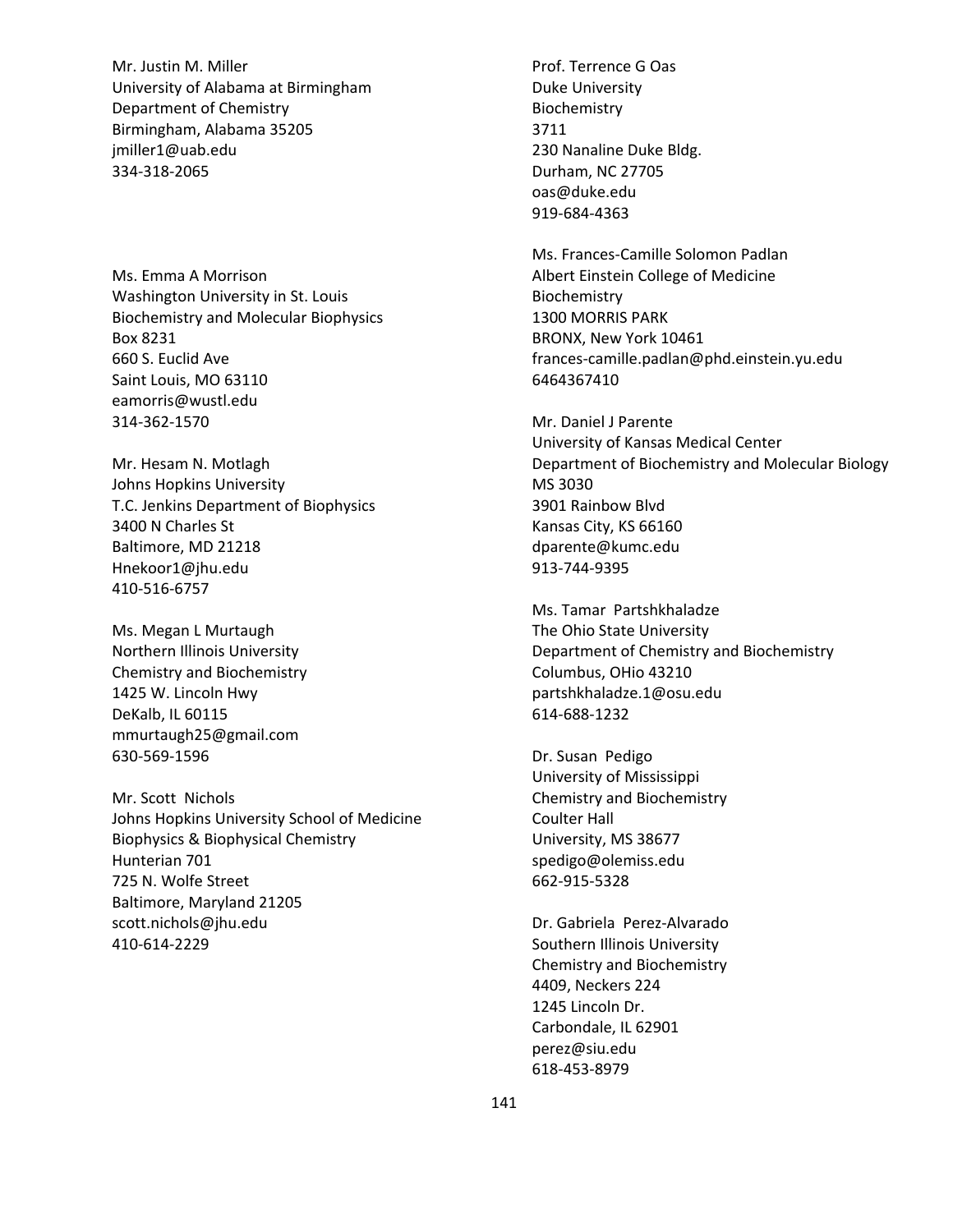Mr. Justin M. Miller
University of Alabama at Birmingham
Department of Chemistry
Birmingham, Alabama 35205
jmiller1@uab.edu
334-318-2065

Ms. Emma A Morrison
Washington University in St. Louis
Biochemistry and Molecular Biophysics
Box 8231
660 S. Euclid Ave
Saint Louis, MO 63110
eamorris@wustl.edu
314-362-1570

Mr. Hesam N. Motlagh
Johns Hopkins University
T.C. Jenkins Department of Biophysics
3400 N Charles St
Baltimore, MD 21218
Hnekoor1@jhu.edu
410-516-6757

Ms. Megan L Murtaugh
Northern Illinois University
Chemistry and Biochemistry
1425 W. Lincoln Hwy
DeKalb, IL 60115
mmurtaugh25@gmail.com
630-569-1596

Mr. Scott Nichols
Johns Hopkins University School of Medicine
Biophysics & Biophysical Chemistry
Hunterian 701
725 N. Wolfe Street
Baltimore, Maryland 21205
scott.nichols@jhu.edu
410-614-2229

Prof. Terrence G Oas
Duke University
Biochemistry
3711
230 Nanaline Duke Bldg.
Durham, NC 27705
oas@duke.edu
919-684-4363

Ms. Frances-Camille Solomon Padlan
Albert Einstein College of Medicine
Biochemistry
1300 MORRIS PARK
BRONX, New York 10461
frances-camille.padlan@phd.einstein.yu.edu
6464367410

Mr. Daniel J Parente
University of Kansas Medical Center
Department of Biochemistry and Molecular Biology
MS 3030
3901 Rainbow Blvd
Kansas City, KS 66160
dparente@kumc.edu
913-744-9395

Ms. Tamar Partshkhaladze
The Ohio State University
Department of Chemistry and Biochemistry
Columbus, OHio 43210
partshkhaladze.1@osu.edu
614-688-1232

Dr. Susan Pedigo
University of Mississippi
Chemistry and Biochemistry
Coulter Hall
University, MS 38677
spedigo@olemiss.edu
662-915-5328

Dr. Gabriela Perez-Alvarado
Southern Illinois University
Chemistry and Biochemistry
4409, Neckers 224
1245 Lincoln Dr.
Carbondale, IL 62901
perez@siu.edu
618-453-8979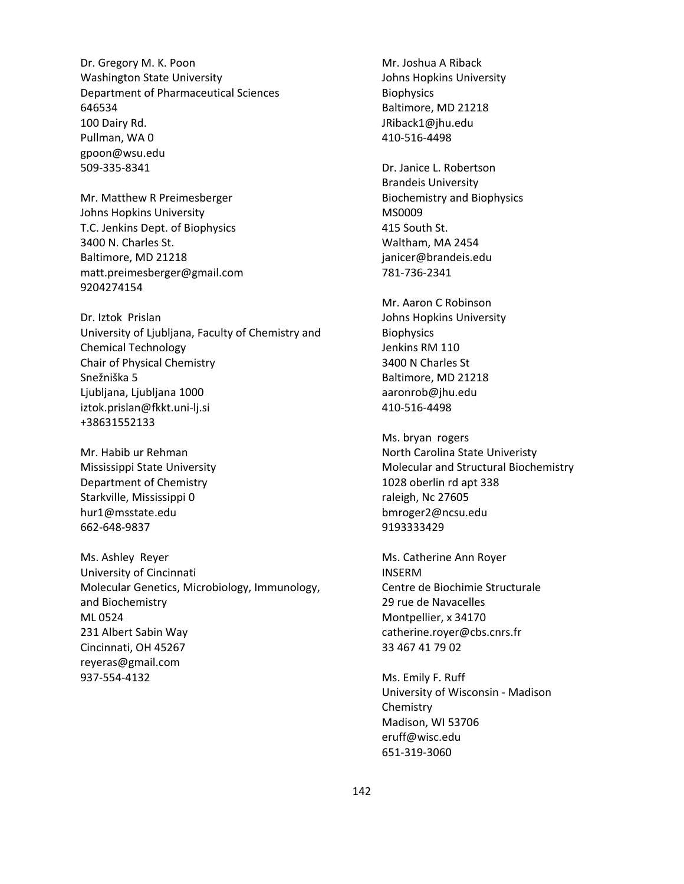Dr. Gregory M. K. Poon
Washington State University
Department of Pharmaceutical Sciences
646534
100 Dairy Rd.
Pullman, WA 0
gpoon@wsu.edu
509-335-8341

Mr. Matthew R Preimesberger
Johns Hopkins University
T.C. Jenkins Dept. of Biophysics
3400 N. Charles St.
Baltimore, MD 21218
matt.preimesberger@gmail.com
9204274154

Dr. Iztok Prislan
University of Ljubljana, Faculty of Chemistry and Chemical Technology
Chair of Physical Chemistry
Snežniška 5
Ljubljana, Ljubljana 1000
iztok.prislan@fkkt.uni-lj.si
+38631552133

Mr. Habib ur Rehman
Mississippi State University
Department of Chemistry
Starkville, Mississippi 0
hur1@msstate.edu
662-648-9837

Ms. Ashley Reyer
University of Cincinnati
Molecular Genetics, Microbiology, Immunology, and Biochemistry
ML 0524
231 Albert Sabin Way
Cincinnati, OH 45267
reyeras@gmail.com
937-554-4132

Mr. Joshua A Riback
Johns Hopkins University
Biophysics
Baltimore, MD 21218
JRiback1@jhu.edu
410-516-4498

Dr. Janice L. Robertson
Brandeis University
Biochemistry and Biophysics
MS0009
415 South St.
Waltham, MA 2454
janicer@brandeis.edu
781-736-2341

Mr. Aaron C Robinson
Johns Hopkins University
Biophysics
Jenkins RM 110
3400 N Charles St
Baltimore, MD 21218
aaronrob@jhu.edu
410-516-4498

Ms. bryan rogers
North Carolina State Univeristy
Molecular and Structural Biochemistry
1028 oberlin rd apt 338
raleigh, Nc 27605
bmroger2@ncsu.edu
9193333429

Ms. Catherine Ann Royer
INSERM
Centre de Biochimie Structurale
29 rue de Navacelles
Montpellier, x 34170
catherine.royer@cbs.cnrs.fr
33 467 41 79 02

Ms. Emily F. Ruff
University of Wisconsin - Madison
Chemistry
Madison, WI 53706
eruff@wisc.edu
651-319-3060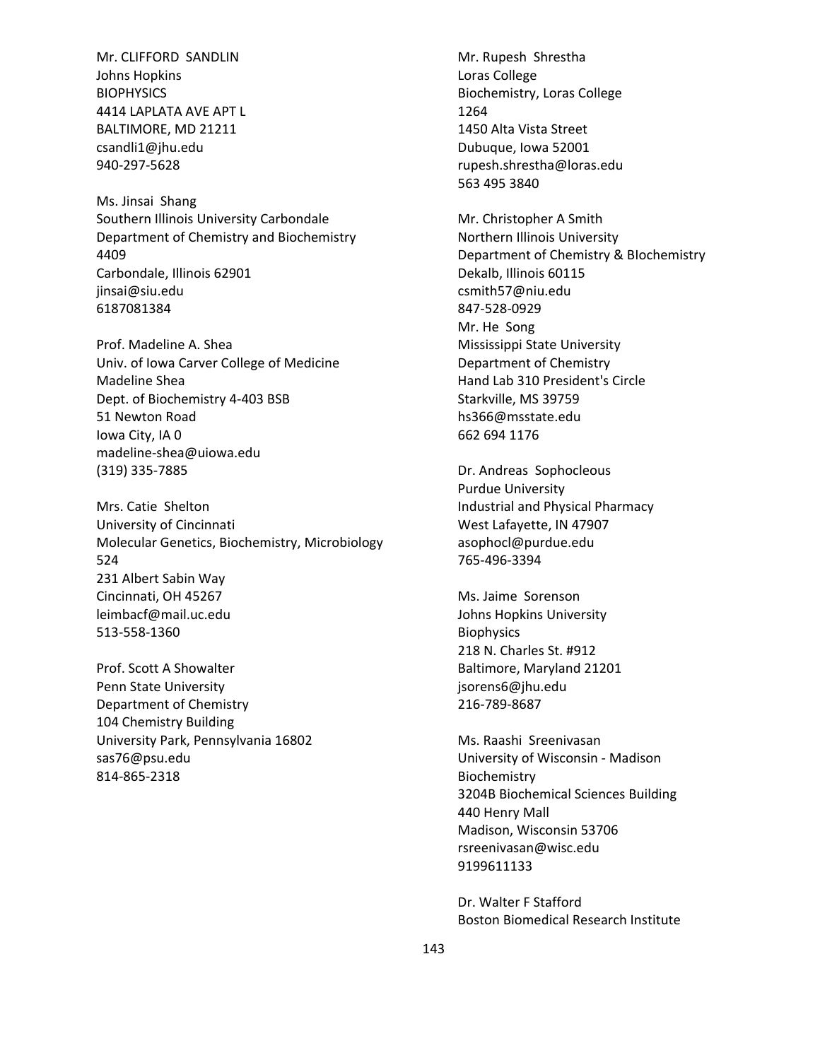Mr. CLIFFORD  SANDLIN
Johns Hopkins
BIOPHYSICS
4414 LAPLATA AVE APT L
BALTIMORE, MD 21211
csandli1@jhu.edu
940-297-5628

Ms. Jinsai  Shang
Southern Illinois University Carbondale
Department of Chemistry and Biochemistry
4409
Carbondale, Illinois 62901
jinsai@siu.edu
6187081384

Prof. Madeline A. Shea
Univ. of Iowa Carver College of Medicine
Madeline Shea
Dept. of Biochemistry 4-403 BSB
51 Newton Road
Iowa City, IA 0
madeline-shea@uiowa.edu
(319) 335-7885

Mrs. Catie  Shelton
University of Cincinnati
Molecular Genetics, Biochemistry, Microbiology
524
231 Albert Sabin Way
Cincinnati, OH 45267
leimbacf@mail.uc.edu
513-558-1360

Prof. Scott A Showalter
Penn State University
Department of Chemistry
104 Chemistry Building
University Park, Pennsylvania 16802
sas76@psu.edu
814-865-2318

Mr. Rupesh  Shrestha
Loras College
Biochemistry, Loras College
1264
1450 Alta Vista Street
Dubuque, Iowa 52001
rupesh.shrestha@loras.edu
563 495 3840

Mr. Christopher A Smith
Northern Illinois University
Department of Chemistry & BIochemistry
Dekalb, Illinois 60115
csmith57@niu.edu
847-528-0929

Mr. He  Song
Mississippi State University
Department of Chemistry
Hand Lab 310 President's Circle
Starkville, MS 39759
hs366@msstate.edu
662 694 1176

Dr. Andreas  Sophocleous
Purdue University
Industrial and Physical Pharmacy
West Lafayette, IN 47907
asophocl@purdue.edu
765-496-3394

Ms. Jaime  Sorenson
Johns Hopkins University
Biophysics
218 N. Charles St. #912
Baltimore, Maryland 21201
jsorens6@jhu.edu
216-789-8687

Ms. Raashi  Sreenivasan
University of Wisconsin - Madison
Biochemistry
3204B Biochemical Sciences Building
440 Henry Mall
Madison, Wisconsin 53706
rsreenivasan@wisc.edu
9199611133

Dr. Walter F Stafford
Boston Biomedical Research Institute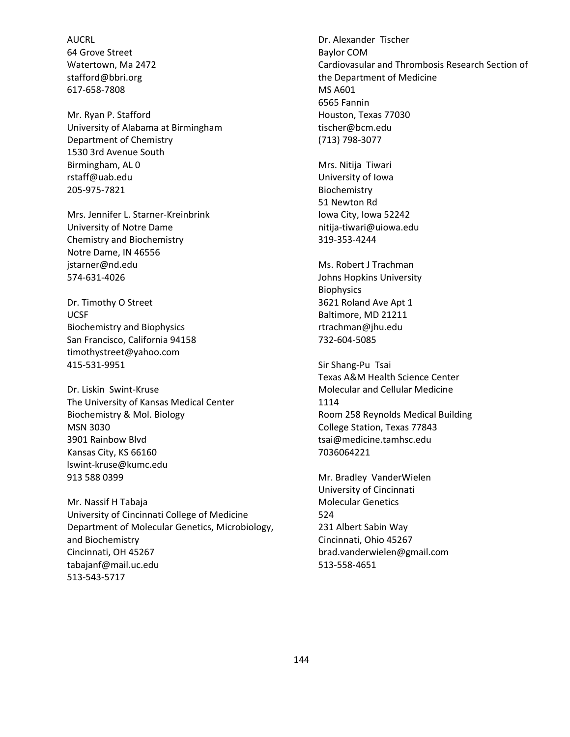AUCRL
64 Grove Street
Watertown, Ma 2472
stafford@bbri.org
617-658-7808

Mr. Ryan P. Stafford
University of Alabama at Birmingham
Department of Chemistry
1530 3rd Avenue South
Birmingham, AL 0
rstaff@uab.edu
205-975-7821

Mrs. Jennifer L. Starner-Kreinbrink
University of Notre Dame
Chemistry and Biochemistry
Notre Dame, IN 46556
jstarner@nd.edu
574-631-4026

Dr. Timothy O Street
UCSF
Biochemistry and Biophysics
San Francisco, California 94158
timothystreet@yahoo.com
415-531-9951

Dr. Liskin Swint-Kruse
The University of Kansas Medical Center
Biochemistry & Mol. Biology
MSN 3030
3901 Rainbow Blvd
Kansas City, KS 66160
lswint-kruse@kumc.edu
913 588 0399

Mr. Nassif H Tabaja
University of Cincinnati College of Medicine
Department of Molecular Genetics, Microbiology, and Biochemistry
Cincinnati, OH 45267
tabajanf@mail.uc.edu
513-543-5717

Dr. Alexander Tischer
Baylor COM
Cardiovasular and Thrombosis Research Section of the Department of Medicine
MS A601
6565 Fannin
Houston, Texas 77030
tischer@bcm.edu
(713) 798-3077

Mrs. Nitija Tiwari
University of Iowa
Biochemistry
51 Newton Rd
Iowa City, Iowa 52242
nitija-tiwari@uiowa.edu
319-353-4244

Ms. Robert J Trachman
Johns Hopkins University
Biophysics
3621 Roland Ave Apt 1
Baltimore, MD 21211
rtrachman@jhu.edu
732-604-5085

Sir Shang-Pu Tsai
Texas A&M Health Science Center
Molecular and Cellular Medicine
1114
Room 258 Reynolds Medical Building
College Station, Texas 77843
tsai@medicine.tamhsc.edu
7036064221

Mr. Bradley VanderWielen
University of Cincinnati
Molecular Genetics
524
231 Albert Sabin Way
Cincinnati, Ohio 45267
brad.vanderwielen@gmail.com
513-558-4651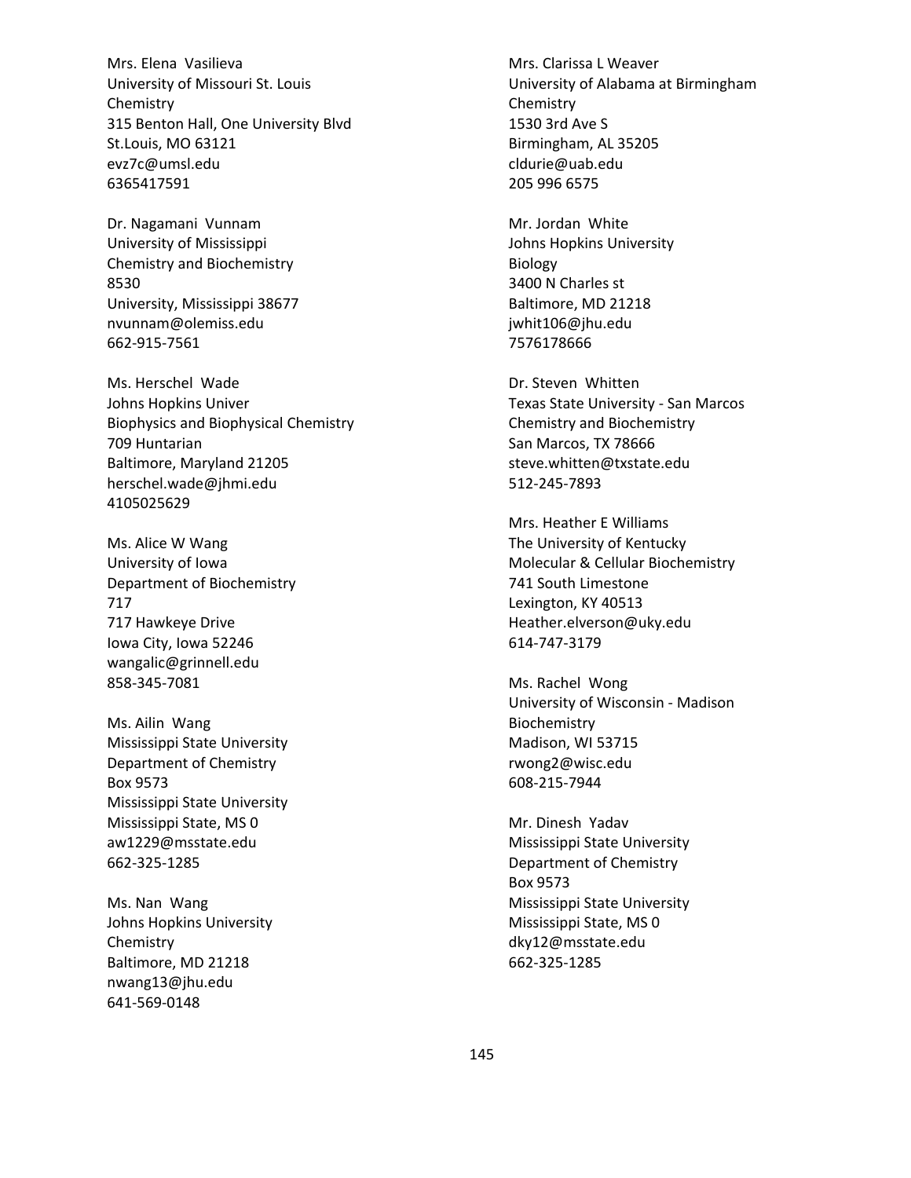Mrs. Elena Vasilieva
University of Missouri St. Louis
Chemistry
315 Benton Hall, One University Blvd
St.Louis, MO 63121
evz7c@umsl.edu
6365417591

Dr. Nagamani Vunnam
University of Mississippi
Chemistry and Biochemistry
8530
University, Mississippi 38677
nvunnam@olemiss.edu
662-915-7561

Ms. Herschel Wade
Johns Hopkins Univer
Biophysics and Biophysical Chemistry
709 Huntarian
Baltimore, Maryland 21205
herschel.wade@jhmi.edu
4105025629

Ms. Alice W Wang
University of Iowa
Department of Biochemistry
717
717 Hawkeye Drive
Iowa City, Iowa 52246
wangalic@grinnell.edu
858-345-7081

Ms. Ailin Wang
Mississippi State University
Department of Chemistry
Box 9573
Mississippi State University
Mississippi State, MS 0
aw1229@msstate.edu
662-325-1285

Ms. Nan Wang
Johns Hopkins University
Chemistry
Baltimore, MD 21218
nwang13@jhu.edu
641-569-0148

Mrs. Clarissa L Weaver
University of Alabama at Birmingham
Chemistry
1530 3rd Ave S
Birmingham, AL 35205
cldurie@uab.edu
205 996 6575

Mr. Jordan White
Johns Hopkins University
Biology
3400 N Charles st
Baltimore, MD 21218
jwhit106@jhu.edu
7576178666

Dr. Steven Whitten
Texas State University - San Marcos
Chemistry and Biochemistry
San Marcos, TX 78666
steve.whitten@txstate.edu
512-245-7893

Mrs. Heather E Williams
The University of Kentucky
Molecular & Cellular Biochemistry
741 South Limestone
Lexington, KY 40513
Heather.elverson@uky.edu
614-747-3179

Ms. Rachel Wong
University of Wisconsin - Madison
Biochemistry
Madison, WI 53715
rwong2@wisc.edu
608-215-7944

Mr. Dinesh Yadav
Mississippi State University
Department of Chemistry
Box 9573
Mississippi State University
Mississippi State, MS 0
dky12@msstate.edu
662-325-1285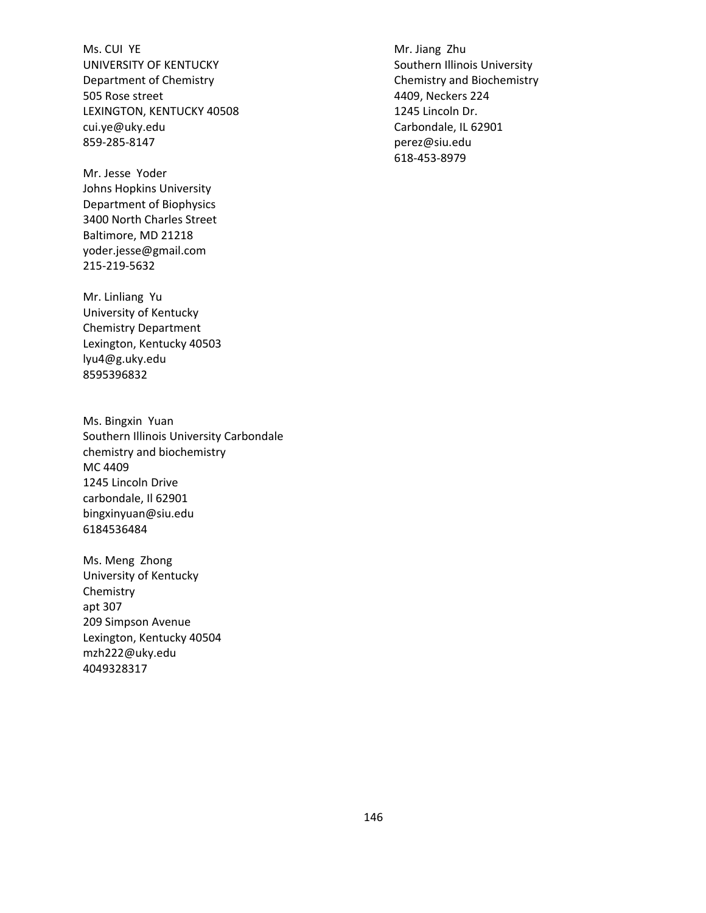Ms. CUI YE
UNIVERSITY OF KENTUCKY
Department of Chemistry
505 Rose street
LEXINGTON, KENTUCKY 40508
cui.ye@uky.edu
859-285-8147

Mr. Jesse Yoder
Johns Hopkins University
Department of Biophysics
3400 North Charles Street
Baltimore, MD 21218
yoder.jesse@gmail.com
215-219-5632

Mr. Linliang Yu
University of Kentucky
Chemistry Department
Lexington, Kentucky 40503
lyu4@g.uky.edu
8595396832

Ms. Bingxin Yuan
Southern Illinois University Carbondale
chemistry and biochemistry
MC 4409
1245 Lincoln Drive
carbondale, Il 62901
bingxinyuan@siu.edu
6184536484

Ms. Meng Zhong
University of Kentucky
Chemistry
apt 307
209 Simpson Avenue
Lexington, Kentucky 40504
mzh222@uky.edu
4049328317

Mr. Jiang Zhu
Southern Illinois University
Chemistry and Biochemistry
4409, Neckers 224
1245 Lincoln Dr.
Carbondale, IL 62901
perez@siu.edu
618-453-8979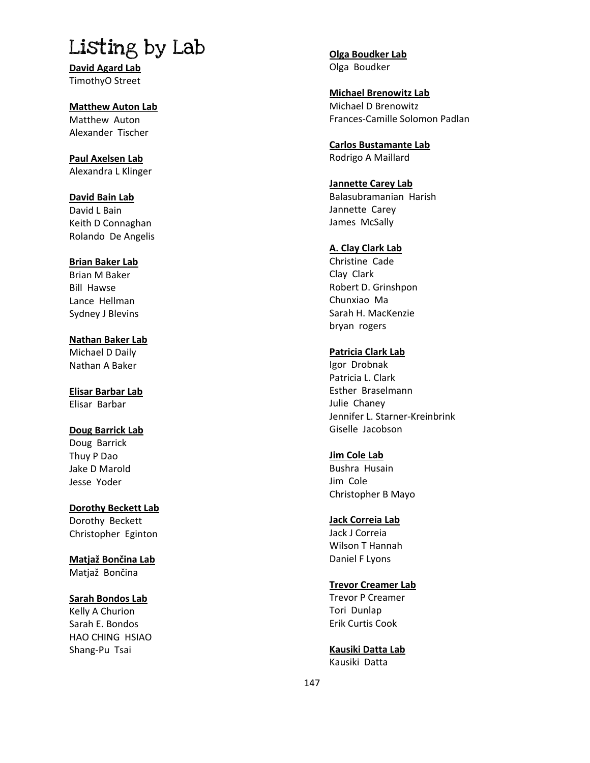# Listing by Lab

**David Agard Lab**
TimothyO Street

**Matthew Auton Lab**
Matthew Auton
Alexander Tischer

**Paul Axelsen Lab**
Alexandra L Klinger

**David Bain Lab**
David L Bain
Keith D Connaghan
Rolando De Angelis

**Brian Baker Lab**
Brian M Baker
Bill Hawse
Lance Hellman
Sydney J Blevins

**Nathan Baker Lab**
Michael D Daily
Nathan A Baker

**Elisar Barbar Lab**
Elisar Barbar

**Doug Barrick Lab**
Doug Barrick
Thuy P Dao
Jake D Marold
Jesse Yoder

**Dorothy Beckett Lab**
Dorothy Beckett
Christopher Eginton

**Matjaž Bončina Lab**
Matjaž Bončina

**Sarah Bondos Lab**
Kelly A Churion
Sarah E. Bondos
HAO CHING HSIAO
Shang-Pu Tsai

**Olga Boudker Lab**
Olga Boudker

**Michael Brenowitz Lab**
Michael D Brenowitz
Frances-Camille Solomon Padlan

**Carlos Bustamante Lab**
Rodrigo A Maillard

**Jannette Carey Lab**
Balasubramanian Harish
Jannette Carey
James McSally

**A. Clay Clark Lab**
Christine Cade
Clay Clark
Robert D. Grinshpon
Chunxiao Ma
Sarah H. MacKenzie
bryan rogers

**Patricia Clark Lab**
Igor Drobnak
Patricia L. Clark
Esther Braselmann
Julie Chaney
Jennifer L. Starner-Kreinbrink
Giselle Jacobson

**Jim Cole Lab**
Bushra Husain
Jim Cole
Christopher B Mayo

**Jack Correia Lab**
Jack J Correia
Wilson T Hannah
Daniel F Lyons

**Trevor Creamer Lab**
Trevor P Creamer
Tori Dunlap
Erik Curtis Cook

**Kausiki Datta Lab**
Kausiki Datta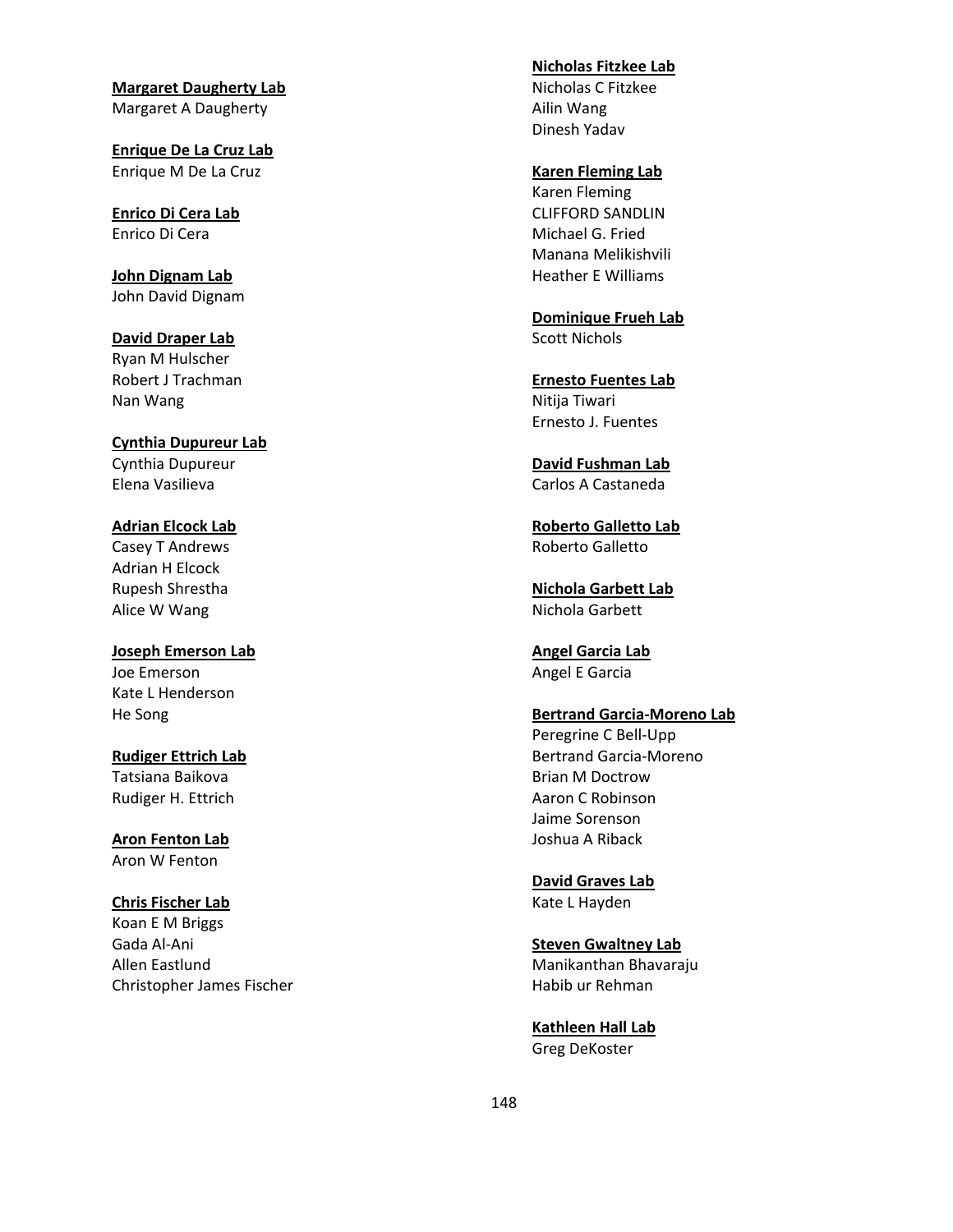**Margaret Daugherty Lab**
Margaret A Daugherty

**Enrique De La Cruz Lab**
Enrique M De La Cruz

**Enrico Di Cera Lab**
Enrico Di Cera

**John Dignam Lab**
John David Dignam

**David Draper Lab**
Ryan M Hulscher
Robert J Trachman
Nan Wang

**Cynthia Dupureur Lab**
Cynthia Dupureur
Elena Vasilieva

**Adrian Elcock Lab**
Casey T Andrews
Adrian H Elcock
Rupesh Shrestha
Alice W Wang

**Joseph Emerson Lab**
Joe Emerson
Kate L Henderson
He Song

**Rudiger Ettrich Lab**
Tatsiana Baikova
Rudiger H. Ettrich

**Aron Fenton Lab**
Aron W Fenton

**Chris Fischer Lab**
Koan E M Briggs
Gada Al-Ani
Allen Eastlund
Christopher James Fischer

**Nicholas Fitzkee Lab**
Nicholas C Fitzkee
Ailin Wang
Dinesh Yadav

**Karen Fleming Lab**
Karen Fleming
CLIFFORD SANDLIN
Michael G. Fried
Manana Melikishvili
Heather E Williams

**Dominique Frueh Lab**
Scott Nichols

**Ernesto Fuentes Lab**
Nitija Tiwari
Ernesto J. Fuentes

**David Fushman Lab**
Carlos A Castaneda

**Roberto Galletto Lab**
Roberto Galletto

**Nichola Garbett Lab**
Nichola Garbett

**Angel Garcia Lab**
Angel E Garcia

**Bertrand Garcia-Moreno Lab**
Peregrine C Bell-Upp
Bertrand Garcia-Moreno
Brian M Doctrow
Aaron C Robinson
Jaime Sorenson
Joshua A Riback

**David Graves Lab**
Kate L Hayden

**Steven Gwaltney Lab**
Manikanthan Bhavaraju
Habib ur Rehman

**Kathleen Hall Lab**
Greg DeKoster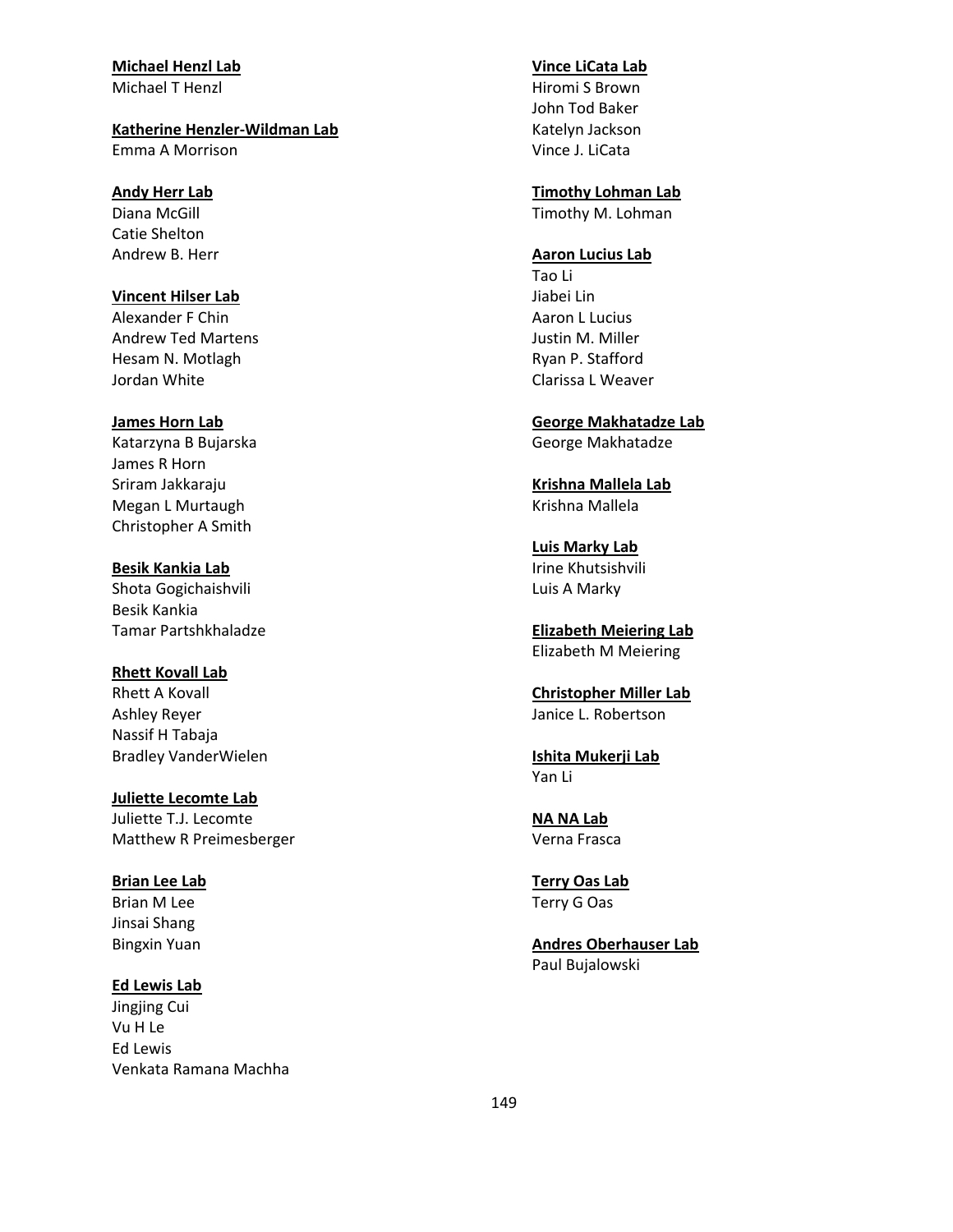**Michael Henzl Lab**
Michael T Henzl

**Katherine Henzler-Wildman Lab**
Emma A Morrison

**Andy Herr Lab**
Diana McGill
Catie Shelton
Andrew B. Herr

**Vincent Hilser Lab**
Alexander F Chin
Andrew Ted Martens
Hesam N. Motlagh
Jordan White

**James Horn Lab**
Katarzyna B Bujarska
James R Horn
Sriram Jakkaraju
Megan L Murtaugh
Christopher A Smith

**Besik Kankia Lab**
Shota Gogichaishvili
Besik Kankia
Tamar Partshkhaladze

**Rhett Kovall Lab**
Rhett A Kovall
Ashley Reyer
Nassif H Tabaja
Bradley VanderWielen

**Juliette Lecomte Lab**
Juliette T.J. Lecomte
Matthew R Preimesberger

**Brian Lee Lab**
Brian M Lee
Jinsai Shang
Bingxin Yuan

**Ed Lewis Lab**
Jingjing Cui
Vu H Le
Ed Lewis
Venkata Ramana Machha

**Vince LiCata Lab**
Hiromi S Brown
John Tod Baker
Katelyn Jackson
Vince J. LiCata

**Timothy Lohman Lab**
Timothy M. Lohman

**Aaron Lucius Lab**
Tao Li
Jiabei Lin
Aaron L Lucius
Justin M. Miller
Ryan P. Stafford
Clarissa L Weaver

**George Makhatadze Lab**
George Makhatadze

**Krishna Mallela Lab**
Krishna Mallela

**Luis Marky Lab**
Irine Khutsishvili
Luis A Marky

**Elizabeth Meiering Lab**
Elizabeth M Meiering

**Christopher Miller Lab**
Janice L. Robertson

**Ishita Mukerji Lab**
Yan Li

**NA NA Lab**
Verna Frasca

**Terry Oas Lab**
Terry G Oas

**Andres Oberhauser Lab**
Paul Bujalowski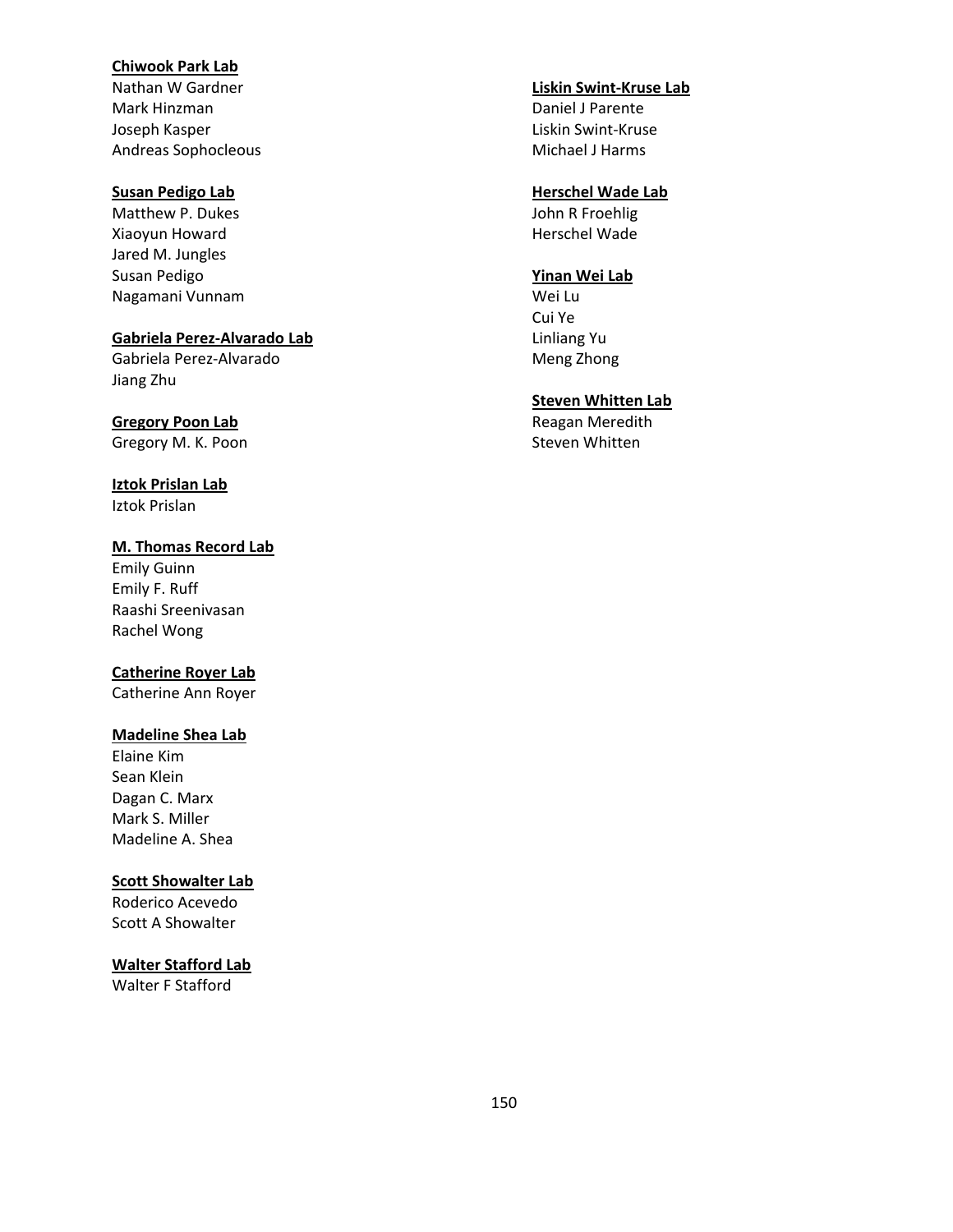**Chiwook Park Lab**

Nathan W Gardner
Mark Hinzman
Joseph Kasper
Andreas Sophocleous

**Susan Pedigo Lab**

Matthew P. Dukes
Xiaoyun Howard
Jared M. Jungles
Susan Pedigo
Nagamani Vunnam

**Gabriela Perez-Alvarado Lab**

Gabriela Perez-Alvarado
Jiang Zhu

**Gregory Poon Lab**

Gregory M. K. Poon

**Iztok Prislan Lab**

Iztok Prislan

**M. Thomas Record Lab**

Emily Guinn
Emily F. Ruff
Raashi Sreenivasan
Rachel Wong

**Catherine Royer Lab**

Catherine Ann Royer

**Madeline Shea Lab**

Elaine Kim
Sean Klein
Dagan C. Marx
Mark S. Miller
Madeline A. Shea

**Scott Showalter Lab**

Roderico Acevedo
Scott A Showalter

**Walter Stafford Lab**

Walter F Stafford

**Liskin Swint-Kruse Lab**

Daniel J Parente
Liskin Swint-Kruse
Michael J Harms

**Herschel Wade Lab**

John R Froehlig
Herschel Wade

**Yinan Wei Lab**

Wei Lu
Cui Ye
Linliang Yu
Meng Zhong

**Steven Whitten Lab**

Reagan Meredith
Steven Whitten